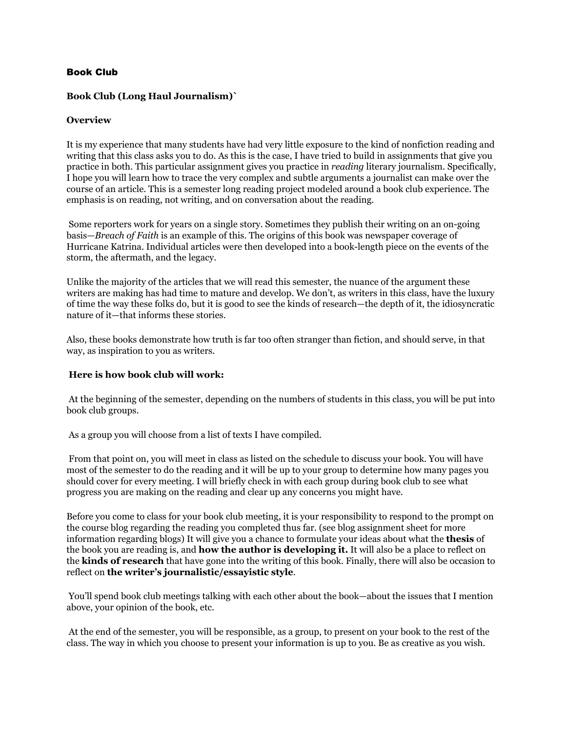### Book Club

**Book Club (Long Haul Journalism)`**

**Overview**

It is my experience that many students have had very little exposure to the kind of nonfiction reading and writing that this class asks you to do. As this is the case, I have tried to build in assignments that give you practice in both. This particular assignment gives you practice in *reading* literary journalism. Specifically, I hope you will learn how to trace the very complex and subtle arguments a journalist can make over the course of an article. This is a semester long reading project modeled around a book club experience. The emphasis is on reading, not writing, and on conversation about the reading.

Some reporters work for years on a single story. Sometimes they publish their writing on an on-going basis—*Breach of Faith* is an example of this. The origins of this book was newspaper coverage of Hurricane Katrina. Individual articles were then developed into a book-length piece on the events of the storm, the aftermath, and the legacy.

Unlike the majority of the articles that we will read this semester, the nuance of the argument these writers are making has had time to mature and develop. We don't, as writers in this class, have the luxury of time the way these folks do, but it is good to see the kinds of research—the depth of it, the idiosyncratic nature of it—that informs these stories.

Also, these books demonstrate how truth is far too often stranger than fiction, and should serve, in that way, as inspiration to you as writers.

**Here is how book club will work:**

At the beginning of the semester, depending on the numbers of students in this class, you will be put into book club groups.

As a group you will choose from a list of texts I have compiled.

From that point on, you will meet in class as listed on the schedule to discuss your book. You will have most of the semester to do the reading and it will be up to your group to determine how many pages you should cover for every meeting. I will briefly check in with each group during book club to see what progress you are making on the reading and clear up any concerns you might have.

Before you come to class for your book club meeting, it is your responsibility to respond to the prompt on the course blog regarding the reading you completed thus far. (see blog assignment sheet for more information regarding blogs) It will give you a chance to formulate your ideas about what the **thesis** of the book you are reading is, and **how the author is developing it.** It will also be a place to reflect on the **kinds of research** that have gone into the writing of this book. Finally, there will also be occasion to reflect on **the writer's journalistic/essayistic style**.

You'll spend book club meetings talking with each other about the book—about the issues that I mention above, your opinion of the book, etc.

At the end of the semester, you will be responsible, as a group, to present on your book to the rest of the class. The way in which you choose to present your information is up to you. Be as creative as you wish.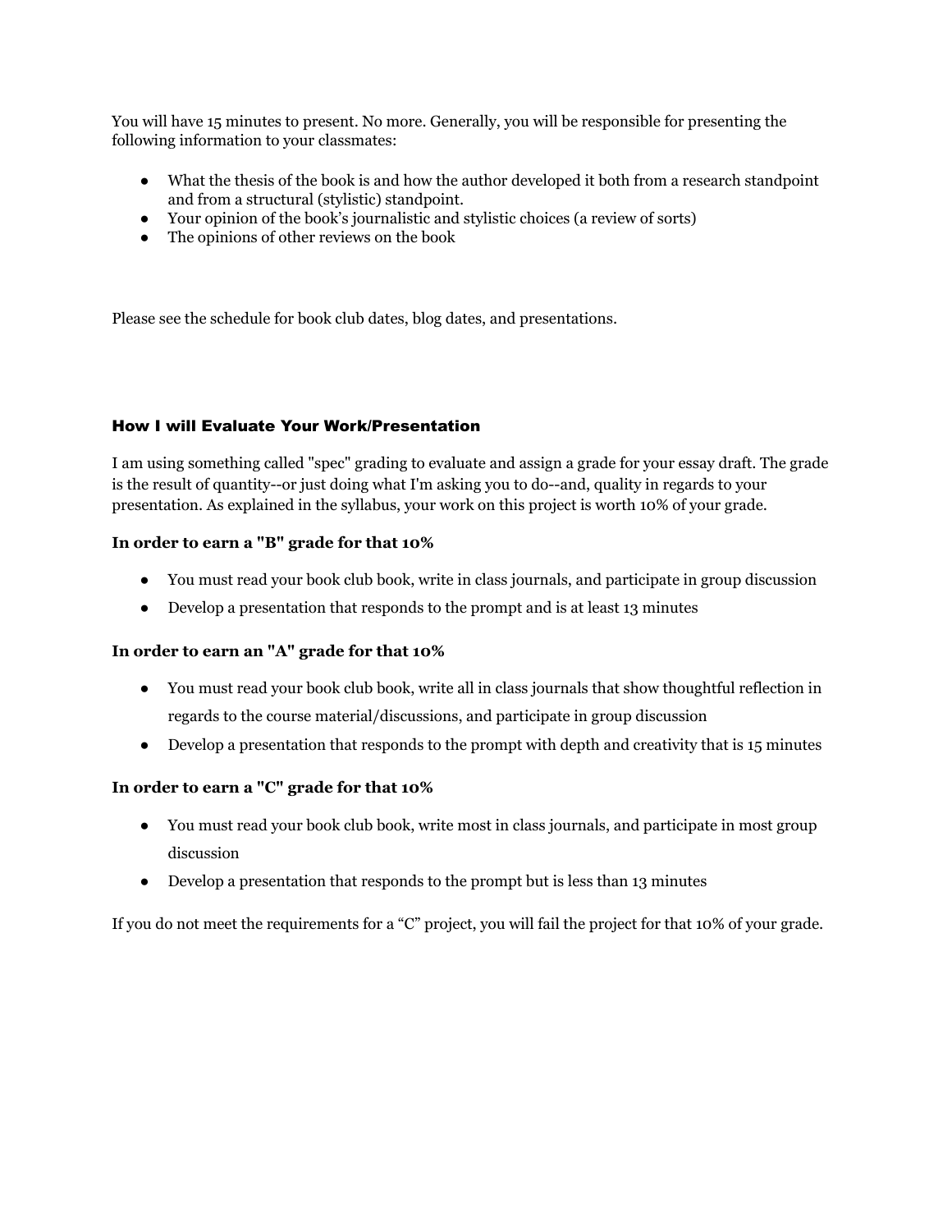You will have 15 minutes to present. No more. Generally, you will be responsible for presenting the following information to your classmates:

- What the thesis of the book is and how the author developed it both from a research standpoint and from a structural (stylistic) standpoint.
- Your opinion of the book's journalistic and stylistic choices (a review of sorts)
- The opinions of other reviews on the book

Please see the schedule for book club dates, blog dates, and presentations.

### How I will Evaluate Your Work/Presentation

I am using something called "spec" grading to evaluate and assign a grade for your essay draft. The grade is the result of quantity--or just doing what I'm asking you to do--and, quality in regards to your presentation. As explained in the syllabus, your work on this project is worth 10% of your grade.

**In order to earn a "B" grade for that 10%**

- You must read your book club book, write in class journals, and participate in group discussion
- Develop a presentation that responds to the prompt and is at least 13 minutes

**In order to earn an "A" grade for that 10%**

- You must read your book club book, write all in class journals that show thoughtful reflection in regards to the course material/discussions, and participate in group discussion
- Develop a presentation that responds to the prompt with depth and creativity that is 15 minutes

**In order to earn a "C" grade for that 10%**

- You must read your book club book, write most in class journals, and participate in most group discussion
- Develop a presentation that responds to the prompt but is less than 13 minutes

If you do not meet the requirements for a "C" project, you will fail the project for that 10% of your grade.